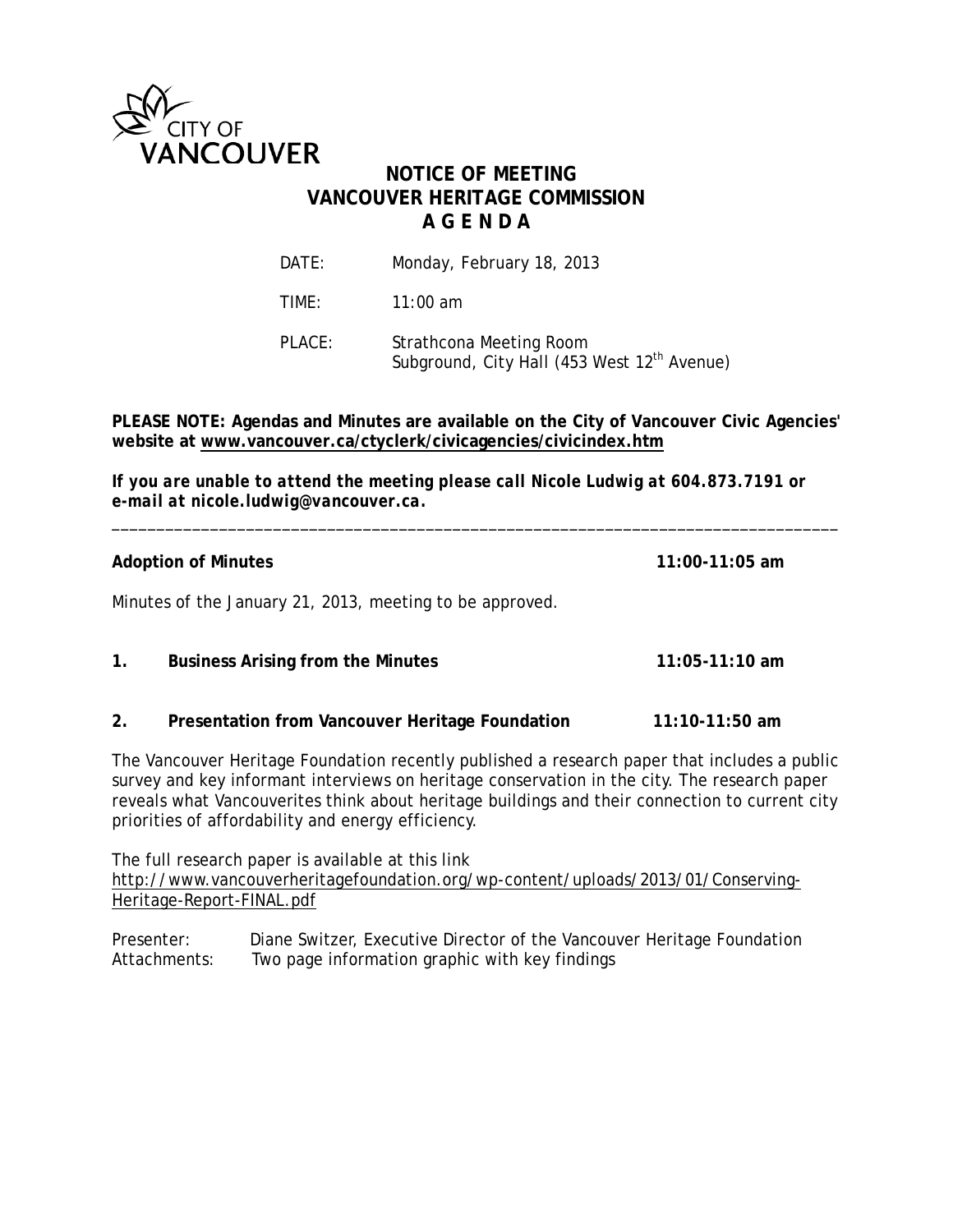CITY OF VANCOUVER

# NOTICE OF MEETING
# VANCOUVER HERITAGE COMMISSION
# A G E N D A

| | |
|---|---|
| DATE: | Monday, February 18, 2013 |
| TIME: | 11:00 am |
| PLACE: | Strathcona Meeting Room<br>Subground, City Hall (453 West 12th Avenue) |

**PLEASE NOTE: Agendas and Minutes are available on the City of Vancouver Civic Agencies' website at www.vancouver.ca/ctyclerk/civicagencies/civicindex.htm**

***If you are unable to attend the meeting please call Nicole Ludwig at 604.873.7191 or e-mail at nicole.ludwig@vancouver.ca.***

---

**Adoption of Minutes** **11:00-11:05 am**

Minutes of the January 21, 2013, meeting to be approved.

**1. Business Arising from the Minutes** **11:05-11:10 am**

**2. Presentation from Vancouver Heritage Foundation** **11:10-11:50 am**

The Vancouver Heritage Foundation recently published a research paper that includes a public survey and key informant interviews on heritage conservation in the city. The research paper reveals what Vancouverites think about heritage buildings and their connection to current city priorities of affordability and energy efficiency.

The full research paper is available at this link
http://www.vancouverheritagefoundation.org/wp-content/uploads/2013/01/Conserving-Heritage-Report-FINAL.pdf

Presenter: Diane Switzer, Executive Director of the Vancouver Heritage Foundation
Attachments: Two page information graphic with key findings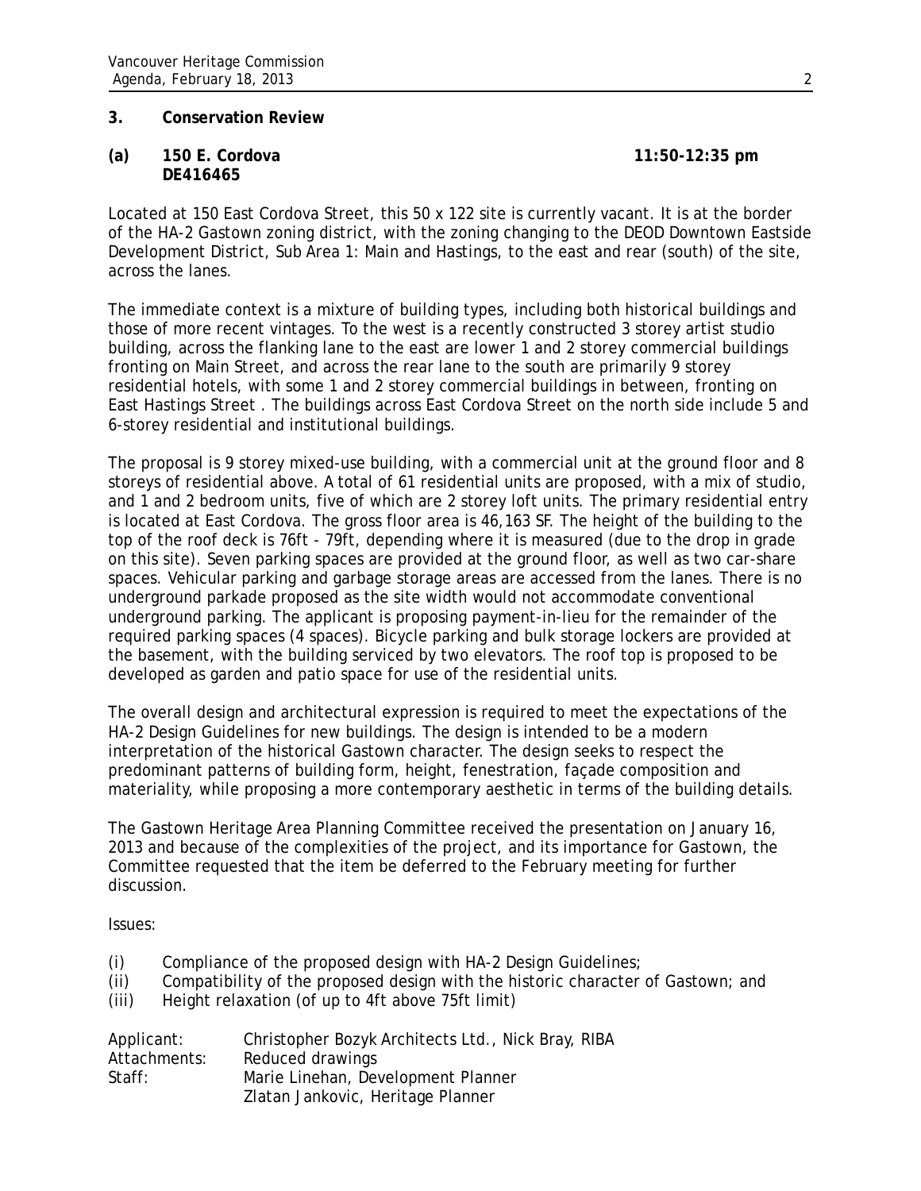## 3. Conservation Review

### (a) 150 E. Cordova DE416465 — 11:50-12:35 pm

Located at 150 East Cordova Street, this 50 x 122 site is currently vacant. It is at the border of the HA-2 Gastown zoning district, with the zoning changing to the DEOD Downtown Eastside Development District, Sub Area 1: Main and Hastings, to the east and rear (south) of the site, across the lanes.

The immediate context is a mixture of building types, including both historical buildings and those of more recent vintages. To the west is a recently constructed 3 storey artist studio building, across the flanking lane to the east are lower 1 and 2 storey commercial buildings fronting on Main Street, and across the rear lane to the south are primarily 9 storey residential hotels, with some 1 and 2 storey commercial buildings in between, fronting on East Hastings Street . The buildings across East Cordova Street on the north side include 5 and 6-storey residential and institutional buildings.

The proposal is 9 storey mixed-use building, with a commercial unit at the ground floor and 8 storeys of residential above. A total of 61 residential units are proposed, with a mix of studio, and 1 and 2 bedroom units, five of which are 2 storey loft units. The primary residential entry is located at East Cordova. The gross floor area is 46,163 SF. The height of the building to the top of the roof deck is 76ft - 79ft, depending where it is measured (due to the drop in grade on this site). Seven parking spaces are provided at the ground floor, as well as two car-share spaces. Vehicular parking and garbage storage areas are accessed from the lanes. There is no underground parkade proposed as the site width would not accommodate conventional underground parking. The applicant is proposing payment-in-lieu for the remainder of the required parking spaces (4 spaces). Bicycle parking and bulk storage lockers are provided at the basement, with the building serviced by two elevators. The roof top is proposed to be developed as garden and patio space for use of the residential units.

The overall design and architectural expression is required to meet the expectations of the HA-2 Design Guidelines for new buildings. The design is intended to be a modern interpretation of the historical Gastown character. The design seeks to respect the predominant patterns of building form, height, fenestration, façade composition and materiality, while proposing a more contemporary aesthetic in terms of the building details.

The Gastown Heritage Area Planning Committee received the presentation on January 16, 2013 and because of the complexities of the project, and its importance for Gastown, the Committee requested that the item be deferred to the February meeting for further discussion.

Issues:

(i) Compliance of the proposed design with HA-2 Design Guidelines;
(ii) Compatibility of the proposed design with the historic character of Gastown; and
(iii) Height relaxation (of up to 4ft above 75ft limit)

Applicant: Christopher Bozyk Architects Ltd., Nick Bray, RIBA
Attachments: Reduced drawings
Staff: Marie Linehan, Development Planner
Zlatan Jankovic, Heritage Planner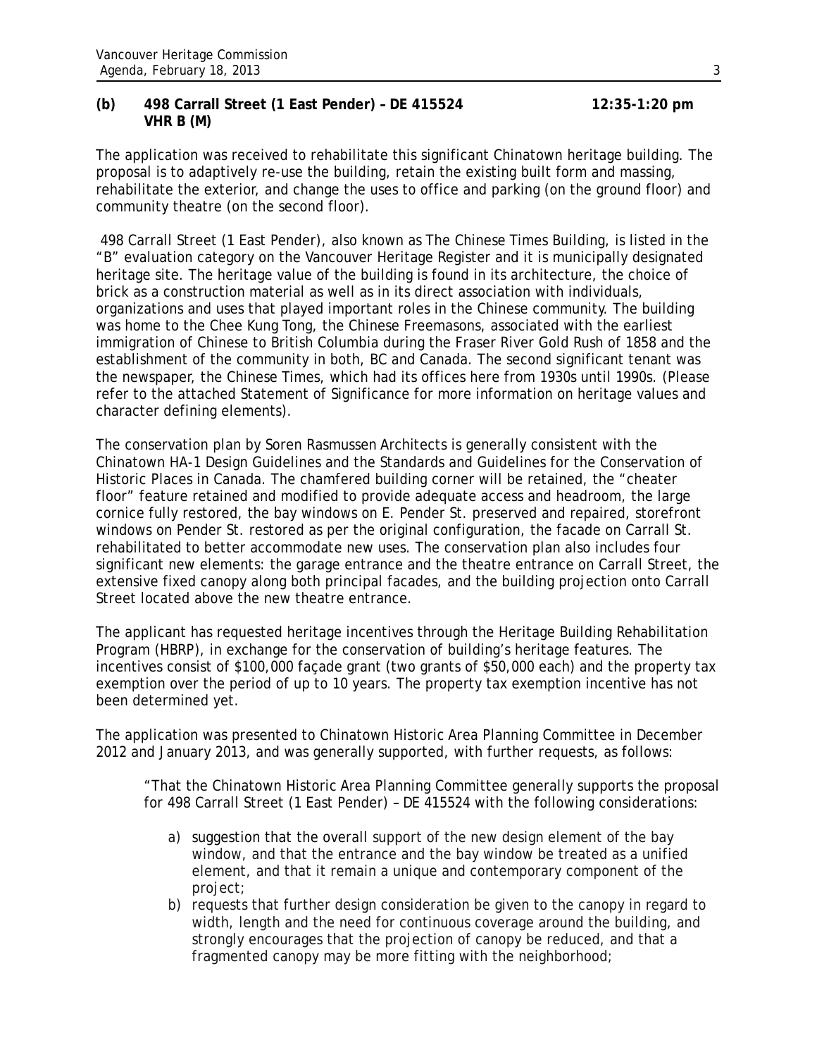**(b) 498 Carrall Street (1 East Pender) – DE 415524 VHR B (M)** **12:35-1:20 pm**

The application was received to rehabilitate this significant Chinatown heritage building. The proposal is to adaptively re-use the building, retain the existing built form and massing, rehabilitate the exterior, and change the uses to office and parking (on the ground floor) and community theatre (on the second floor).

498 Carrall Street (1 East Pender), also known as The Chinese Times Building, is listed in the "B" evaluation category on the Vancouver Heritage Register and it is municipally designated heritage site. The heritage value of the building is found in its architecture, the choice of brick as a construction material as well as in its direct association with individuals, organizations and uses that played important roles in the Chinese community. The building was home to the Chee Kung Tong, the Chinese Freemasons, associated with the earliest immigration of Chinese to British Columbia during the Fraser River Gold Rush of 1858 and the establishment of the community in both, BC and Canada. The second significant tenant was the newspaper, the Chinese Times, which had its offices here from 1930s until 1990s. (Please refer to the attached Statement of Significance for more information on heritage values and character defining elements).

The conservation plan by Soren Rasmussen Architects is generally consistent with the Chinatown HA-1 Design Guidelines and the Standards and Guidelines for the Conservation of Historic Places in Canada. The chamfered building corner will be retained, the "cheater floor" feature retained and modified to provide adequate access and headroom, the large cornice fully restored, the bay windows on E. Pender St. preserved and repaired, storefront windows on Pender St. restored as per the original configuration, the facade on Carrall St. rehabilitated to better accommodate new uses. The conservation plan also includes four significant new elements: the garage entrance and the theatre entrance on Carrall Street, the extensive fixed canopy along both principal facades, and the building projection onto Carrall Street located above the new theatre entrance.

The applicant has requested heritage incentives through the Heritage Building Rehabilitation Program (HBRP), in exchange for the conservation of building's heritage features. The incentives consist of $100,000 façade grant (two grants of $50,000 each) and the property tax exemption over the period of up to 10 years. The property tax exemption incentive has not been determined yet.

The application was presented to Chinatown Historic Area Planning Committee in December 2012 and January 2013, and was generally supported, with further requests, as follows:

> "That the Chinatown Historic Area Planning Committee generally supports the proposal for 498 Carrall Street (1 East Pender) – DE 415524 with the following considerations:
>
> a) suggestion that the overall support of the new design element of the bay window, and that the entrance and the bay window be treated as a unified element, and that it remain a unique and contemporary component of the project;
> b) requests that further design consideration be given to the canopy in regard to width, length and the need for continuous coverage around the building, and strongly encourages that the projection of canopy be reduced, and that a fragmented canopy may be more fitting with the neighborhood;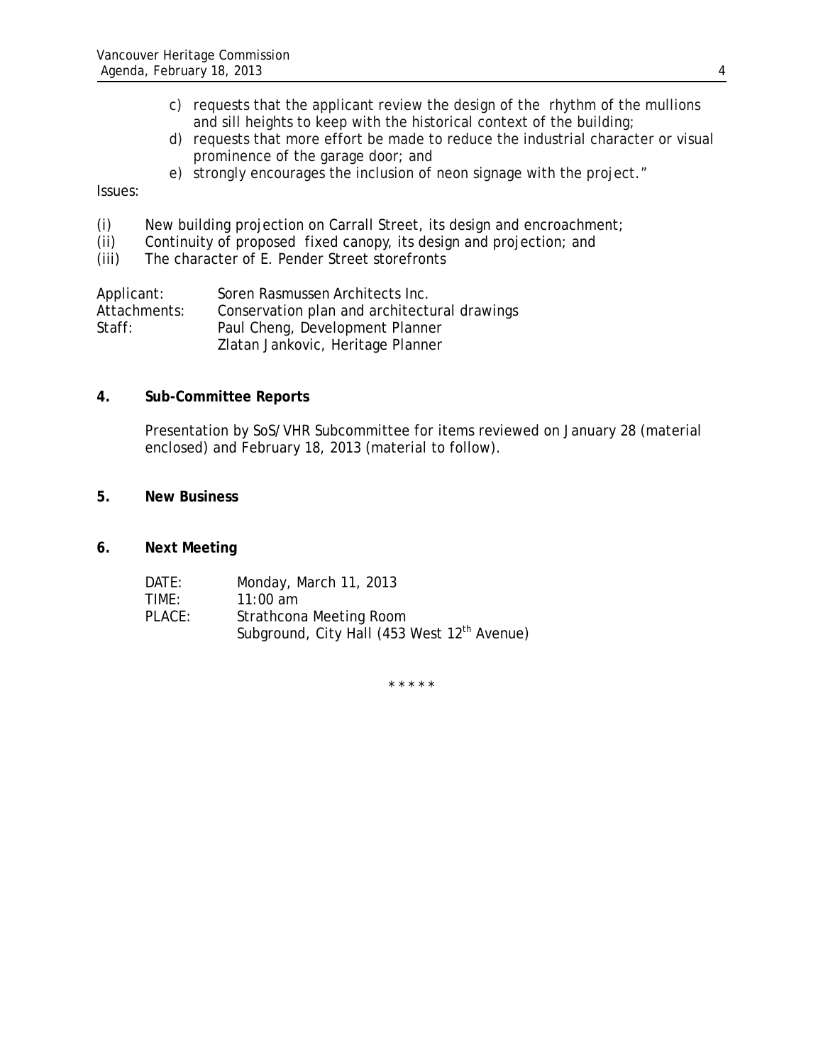c) requests that the applicant review the design of the rhythm of the mullions and sill heights to keep with the historical context of the building;
d) requests that more effort be made to reduce the industrial character or visual prominence of the garage door; and
e) strongly encourages the inclusion of neon signage with the project."

Issues:

(i) New building projection on Carrall Street, its design and encroachment;
(ii) Continuity of proposed fixed canopy, its design and projection; and
(iii) The character of E. Pender Street storefronts

| | |
|---|---|
| Applicant: | Soren Rasmussen Architects Inc. |
| Attachments: | Conservation plan and architectural drawings |
| Staff: | Paul Cheng, Development Planner<br>Zlatan Jankovic, Heritage Planner |

**4. Sub-Committee Reports**

Presentation by SoS/VHR Subcommittee for items reviewed on January 28 (material enclosed) and February 18, 2013 (material to follow).

**5. New Business**

**6. Next Meeting**

| | |
|---|---|
| DATE: | Monday, March 11, 2013 |
| TIME: | 11:00 am |
| PLACE: | Strathcona Meeting Room<br>Subground, City Hall (453 West 12th Avenue) |

\* \* \* \* \*